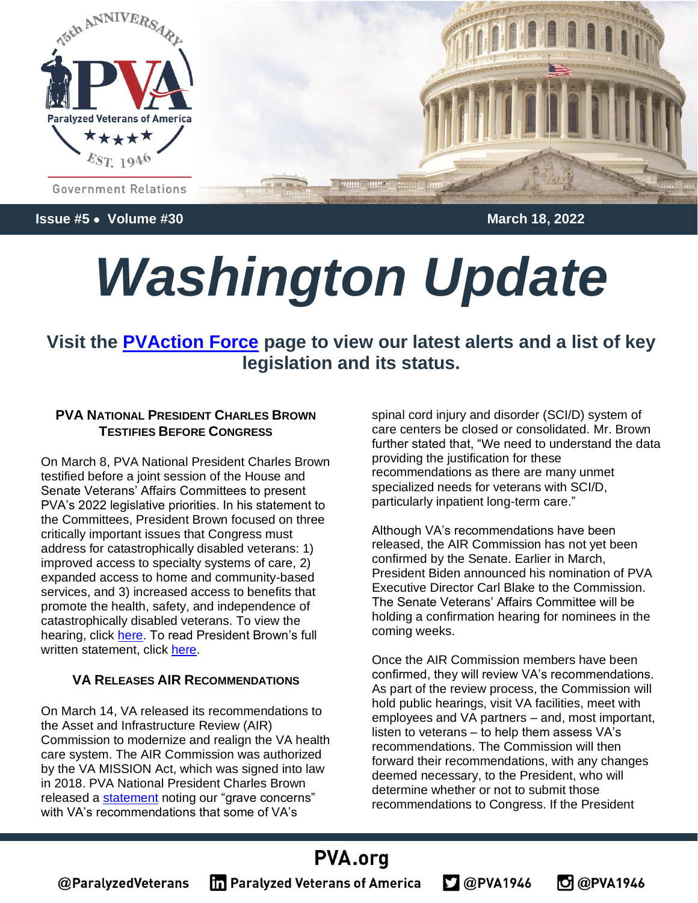Government Relations

Issue #5 • Volume #30 March 18, 2022

# Washington Update

### Visit the [PVAction Force](#) page to view our latest alerts and a list of key legislation and its status.

## PVA National President Charles Brown Testifies Before Congress

On March 8, PVA National President Charles Brown testified before a joint session of the House and Senate Veterans' Affairs Committees to present PVA's 2022 legislative priorities. In his statement to the Committees, President Brown focused on three critically important issues that Congress must address for catastrophically disabled veterans: 1) improved access to specialty systems of care, 2) expanded access to home and community-based services, and 3) increased access to benefits that promote the health, safety, and independence of catastrophically disabled veterans. To view the hearing, click [here](#). To read President Brown's full written statement, click [here](#).

## VA Releases AIR Recommendations

On March 14, VA released its recommendations to the Asset and Infrastructure Review (AIR) Commission to modernize and realign the VA health care system. The AIR Commission was authorized by the VA MISSION Act, which was signed into law in 2018. PVA National President Charles Brown released a [statement](#) noting our "grave concerns" with VA's recommendations that some of VA's spinal cord injury and disorder (SCI/D) system of care centers be closed or consolidated. Mr. Brown further stated that, "We need to understand the data providing the justification for these recommendations as there are many unmet specialized needs for veterans with SCI/D, particularly inpatient long-term care."

Although VA's recommendations have been released, the AIR Commission has not yet been confirmed by the Senate. Earlier in March, President Biden announced his nomination of PVA Executive Director Carl Blake to the Commission. The Senate Veterans' Affairs Committee will be holding a confirmation hearing for nominees in the coming weeks.

Once the AIR Commission members have been confirmed, they will review VA's recommendations. As part of the review process, the Commission will hold public hearings, visit VA facilities, meet with employees and VA partners – and, most important, listen to veterans – to help them assess VA's recommendations. The Commission will then forward their recommendations, with any changes deemed necessary, to the President, who will determine whether or not to submit those recommendations to Congress. If the President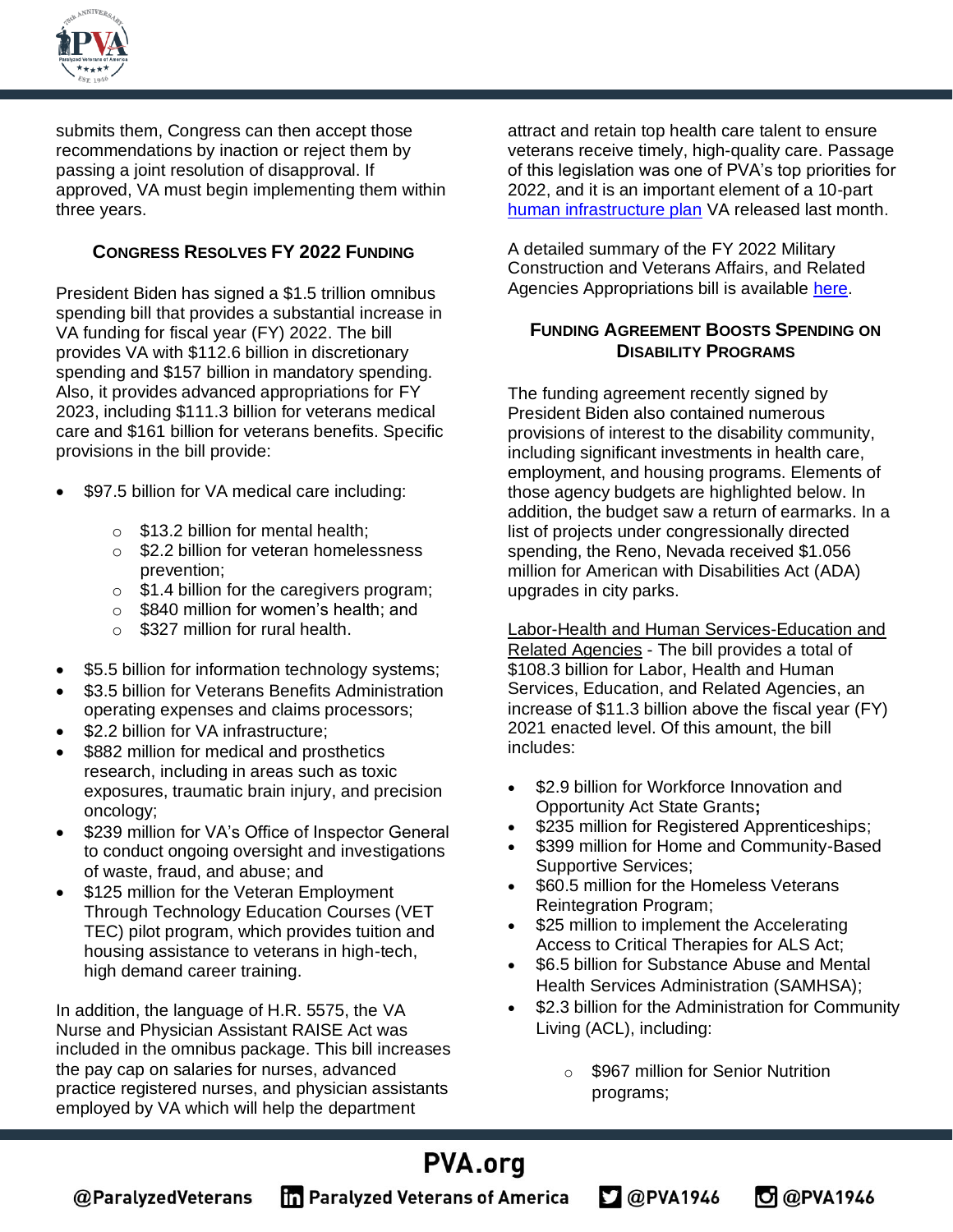submits them, Congress can then accept those recommendations by inaction or reject them by passing a joint resolution of disapproval. If approved, VA must begin implementing them within three years.

### Congress Resolves FY 2022 Funding

President Biden has signed a $1.5 trillion omnibus spending bill that provides a substantial increase in VA funding for fiscal year (FY) 2022. The bill provides VA with $112.6 billion in discretionary spending and $157 billion in mandatory spending. Also, it provides advanced appropriations for FY 2023, including $111.3 billion for veterans medical care and $161 billion for veterans benefits. Specific provisions in the bill provide:

- $97.5 billion for VA medical care including:
  - $13.2 billion for mental health;
  - $2.2 billion for veteran homelessness prevention;
  - $1.4 billion for the caregivers program;
  - $840 million for women's health; and
  - $327 million for rural health.
- $5.5 billion for information technology systems;
- $3.5 billion for Veterans Benefits Administration operating expenses and claims processors;
- $2.2 billion for VA infrastructure;
- $882 million for medical and prosthetics research, including in areas such as toxic exposures, traumatic brain injury, and precision oncology;
- $239 million for VA's Office of Inspector General to conduct ongoing oversight and investigations of waste, fraud, and abuse; and
- $125 million for the Veteran Employment Through Technology Education Courses (VET TEC) pilot program, which provides tuition and housing assistance to veterans in high-tech, high demand career training.

In addition, the language of H.R. 5575, the VA Nurse and Physician Assistant RAISE Act was included in the omnibus package. This bill increases the pay cap on salaries for nurses, advanced practice registered nurses, and physician assistants employed by VA which will help the department attract and retain top health care talent to ensure veterans receive timely, high-quality care. Passage of this legislation was one of PVA's top priorities for 2022, and it is an important element of a 10-part [human infrastructure plan] VA released last month.

A detailed summary of the FY 2022 Military Construction and Veterans Affairs, and Related Agencies Appropriations bill is available [here].

### Funding Agreement Boosts Spending on Disability Programs

The funding agreement recently signed by President Biden also contained numerous provisions of interest to the disability community, including significant investments in health care, employment, and housing programs. Elements of those agency budgets are highlighted below. In addition, the budget saw a return of earmarks. In a list of projects under congressionally directed spending, the Reno, Nevada received $1.056 million for American with Disabilities Act (ADA) upgrades in city parks.

Labor-Health and Human Services-Education and Related Agencies - The bill provides a total of $108.3 billion for Labor, Health and Human Services, Education, and Related Agencies, an increase of $11.3 billion above the fiscal year (FY) 2021 enacted level. Of this amount, the bill includes:

- $2.9 billion for Workforce Innovation and Opportunity Act State Grants**;**
- $235 million for Registered Apprenticeships;
- $399 million for Home and Community-Based Supportive Services;
- $60.5 million for the Homeless Veterans Reintegration Program;
- $25 million to implement the Accelerating Access to Critical Therapies for ALS Act;
- $6.5 billion for Substance Abuse and Mental Health Services Administration (SAMHSA);
- $2.3 billion for the Administration for Community Living (ACL), including:
  - $967 million for Senior Nutrition programs;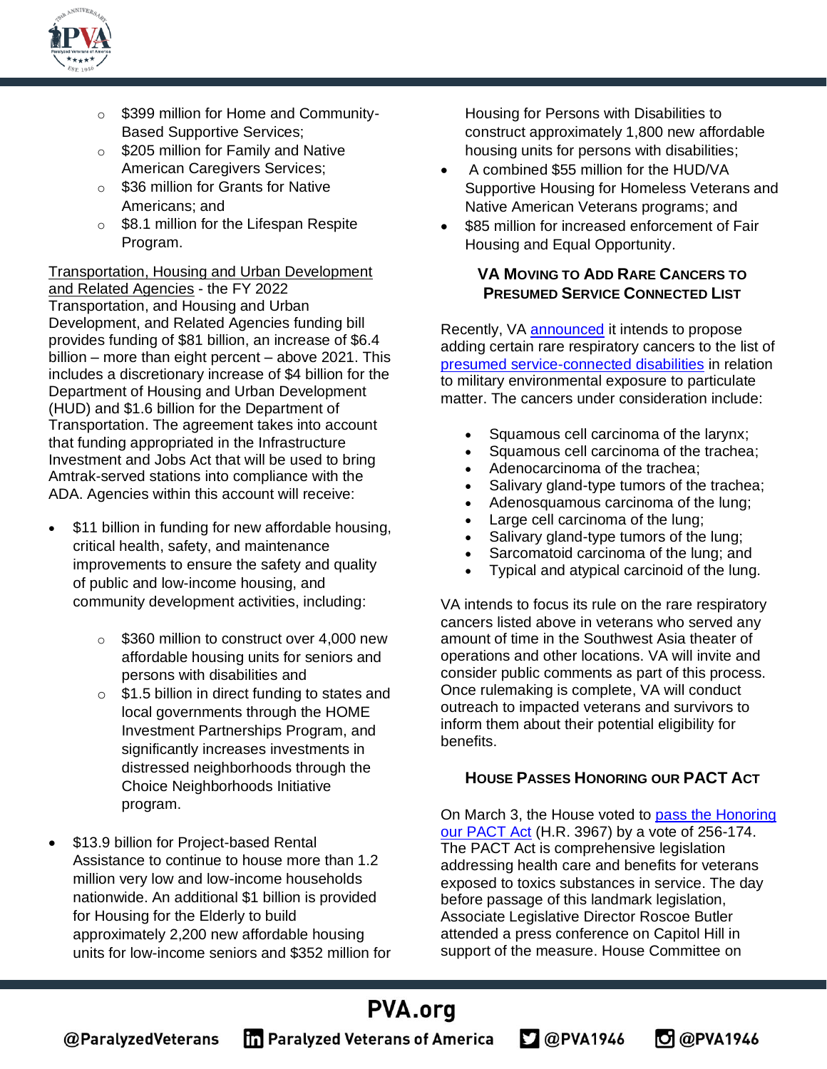- $399 million for Home and Community-Based Supportive Services;
- $205 million for Family and Native American Caregivers Services;
- $36 million for Grants for Native Americans; and
- $8.1 million for the Lifespan Respite Program.

Transportation, Housing and Urban Development and Related Agencies - the FY 2022 Transportation, and Housing and Urban Development, and Related Agencies funding bill provides funding of $81 billion, an increase of $6.4 billion – more than eight percent – above 2021. This includes a discretionary increase of $4 billion for the Department of Housing and Urban Development (HUD) and $1.6 billion for the Department of Transportation. The agreement takes into account that funding appropriated in the Infrastructure Investment and Jobs Act that will be used to bring Amtrak-served stations into compliance with the ADA. Agencies within this account will receive:

- $11 billion in funding for new affordable housing, critical health, safety, and maintenance improvements to ensure the safety and quality of public and low-income housing, and community development activities, including:
  - $360 million to construct over 4,000 new affordable housing units for seniors and persons with disabilities and
  - $1.5 billion in direct funding to states and local governments through the HOME Investment Partnerships Program, and significantly increases investments in distressed neighborhoods through the Choice Neighborhoods Initiative program.
- $13.9 billion for Project-based Rental Assistance to continue to house more than 1.2 million very low and low-income households nationwide. An additional $1 billion is provided for Housing for the Elderly to build approximately 2,200 new affordable housing units for low-income seniors and $352 million for Housing for Persons with Disabilities to construct approximately 1,800 new affordable housing units for persons with disabilities;
- A combined $55 million for the HUD/VA Supportive Housing for Homeless Veterans and Native American Veterans programs; and
- $85 million for increased enforcement of Fair Housing and Equal Opportunity.

### VA Moving to Add Rare Cancers to Presumed Service Connected List

Recently, VA announced it intends to propose adding certain rare respiratory cancers to the list of presumed service-connected disabilities in relation to military environmental exposure to particulate matter. The cancers under consideration include:

- Squamous cell carcinoma of the larynx;
- Squamous cell carcinoma of the trachea;
- Adenocarcinoma of the trachea;
- Salivary gland-type tumors of the trachea;
- Adenosquamous carcinoma of the lung;
- Large cell carcinoma of the lung;
- Salivary gland-type tumors of the lung;
- Sarcomatoid carcinoma of the lung; and
- Typical and atypical carcinoid of the lung.

VA intends to focus its rule on the rare respiratory cancers listed above in veterans who served any amount of time in the Southwest Asia theater of operations and other locations. VA will invite and consider public comments as part of this process. Once rulemaking is complete, VA will conduct outreach to impacted veterans and survivors to inform them about their potential eligibility for benefits.

### House Passes Honoring our PACT Act

On March 3, the House voted to pass the Honoring our PACT Act (H.R. 3967) by a vote of 256-174. The PACT Act is comprehensive legislation addressing health care and benefits for veterans exposed to toxics substances in service. The day before passage of this landmark legislation, Associate Legislative Director Roscoe Butler attended a press conference on Capitol Hill in support of the measure. House Committee on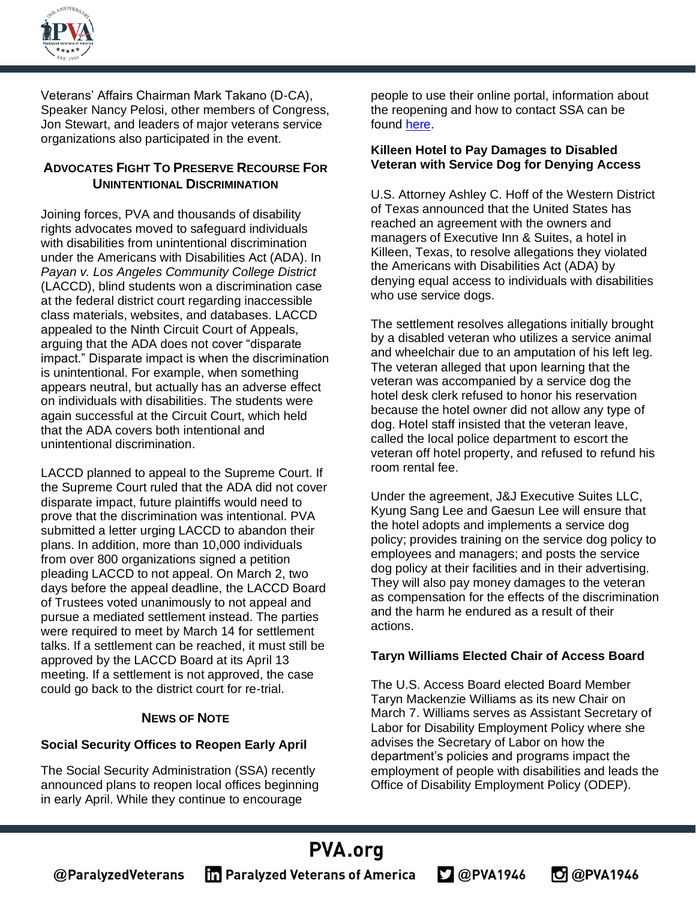Veterans' Affairs Chairman Mark Takano (D-CA), Speaker Nancy Pelosi, other members of Congress, Jon Stewart, and leaders of major veterans service organizations also participated in the event.

## Advocates Fight To Preserve Recourse For Unintentional Discrimination

Joining forces, PVA and thousands of disability rights advocates moved to safeguard individuals with disabilities from unintentional discrimination under the Americans with Disabilities Act (ADA). In *Payan v. Los Angeles Community College District* (LACCD), blind students won a discrimination case at the federal district court regarding inaccessible class materials, websites, and databases. LACCD appealed to the Ninth Circuit Court of Appeals, arguing that the ADA does not cover "disparate impact." Disparate impact is when the discrimination is unintentional. For example, when something appears neutral, but actually has an adverse effect on individuals with disabilities. The students were again successful at the Circuit Court, which held that the ADA covers both intentional and unintentional discrimination.

LACCD planned to appeal to the Supreme Court. If the Supreme Court ruled that the ADA did not cover disparate impact, future plaintiffs would need to prove that the discrimination was intentional. PVA submitted a letter urging LACCD to abandon their plans. In addition, more than 10,000 individuals from over 800 organizations signed a petition pleading LACCD to not appeal. On March 2, two days before the appeal deadline, the LACCD Board of Trustees voted unanimously to not appeal and pursue a mediated settlement instead. The parties were required to meet by March 14 for settlement talks. If a settlement can be reached, it must still be approved by the LACCD Board at its April 13 meeting. If a settlement is not approved, the case could go back to the district court for re-trial.

## News of Note

### Social Security Offices to Reopen Early April

The Social Security Administration (SSA) recently announced plans to reopen local offices beginning in early April. While they continue to encourage people to use their online portal, information about the reopening and how to contact SSA can be found here.

### Killeen Hotel to Pay Damages to Disabled Veteran with Service Dog for Denying Access

U.S. Attorney Ashley C. Hoff of the Western District of Texas announced that the United States has reached an agreement with the owners and managers of Executive Inn & Suites, a hotel in Killeen, Texas, to resolve allegations they violated the Americans with Disabilities Act (ADA) by denying equal access to individuals with disabilities who use service dogs.

The settlement resolves allegations initially brought by a disabled veteran who utilizes a service animal and wheelchair due to an amputation of his left leg. The veteran alleged that upon learning that the veteran was accompanied by a service dog the hotel desk clerk refused to honor his reservation because the hotel owner did not allow any type of dog. Hotel staff insisted that the veteran leave, called the local police department to escort the veteran off hotel property, and refused to refund his room rental fee.

Under the agreement, J&J Executive Suites LLC, Kyung Sang Lee and Gaesun Lee will ensure that the hotel adopts and implements a service dog policy; provides training on the service dog policy to employees and managers; and posts the service dog policy at their facilities and in their advertising. They will also pay money damages to the veteran as compensation for the effects of the discrimination and the harm he endured as a result of their actions.

### Taryn Williams Elected Chair of Access Board

The U.S. Access Board elected Board Member Taryn Mackenzie Williams as its new Chair on March 7. Williams serves as Assistant Secretary of Labor for Disability Employment Policy where she advises the Secretary of Labor on how the department's policies and programs impact the employment of people with disabilities and leads the Office of Disability Employment Policy (ODEP).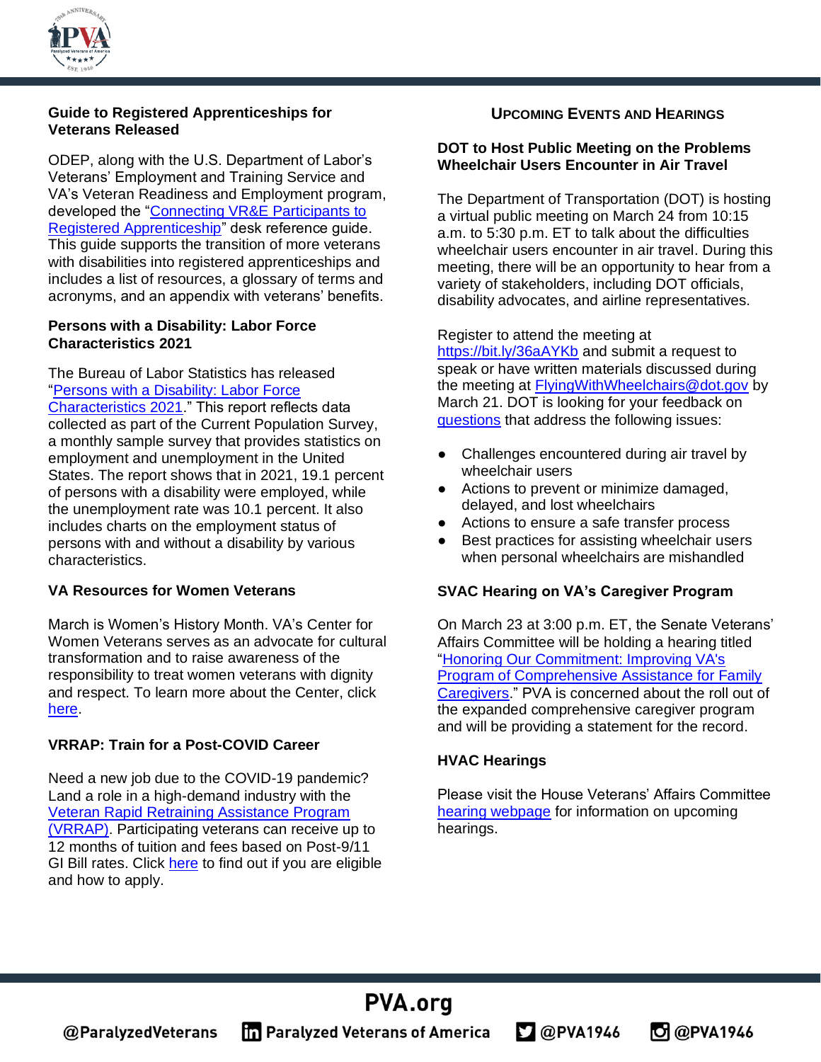**Guide to Registered Apprenticeships for Veterans Released**

ODEP, along with the U.S. Department of Labor's Veterans' Employment and Training Service and VA's Veteran Readiness and Employment program, developed the "Connecting VR&E Participants to Registered Apprenticeship" desk reference guide. This guide supports the transition of more veterans with disabilities into registered apprenticeships and includes a list of resources, a glossary of terms and acronyms, and an appendix with veterans' benefits.

**Persons with a Disability: Labor Force Characteristics 2021**

The Bureau of Labor Statistics has released "Persons with a Disability: Labor Force Characteristics 2021." This report reflects data collected as part of the Current Population Survey, a monthly sample survey that provides statistics on employment and unemployment in the United States. The report shows that in 2021, 19.1 percent of persons with a disability were employed, while the unemployment rate was 10.1 percent. It also includes charts on the employment status of persons with and without a disability by various characteristics.

**VA Resources for Women Veterans**

March is Women's History Month. VA's Center for Women Veterans serves as an advocate for cultural transformation and to raise awareness of the responsibility to treat women veterans with dignity and respect. To learn more about the Center, click here.

**VRRAP: Train for a Post-COVID Career**

Need a new job due to the COVID-19 pandemic? Land a role in a high-demand industry with the Veteran Rapid Retraining Assistance Program (VRRAP). Participating veterans can receive up to 12 months of tuition and fees based on Post-9/11 GI Bill rates. Click here to find out if you are eligible and how to apply.

## Upcoming Events and Hearings

**DOT to Host Public Meeting on the Problems Wheelchair Users Encounter in Air Travel**

The Department of Transportation (DOT) is hosting a virtual public meeting on March 24 from 10:15 a.m. to 5:30 p.m. ET to talk about the difficulties wheelchair users encounter in air travel. During this meeting, there will be an opportunity to hear from a variety of stakeholders, including DOT officials, disability advocates, and airline representatives.

Register to attend the meeting at https://bit.ly/36aAYKb and submit a request to speak or have written materials discussed during the meeting at FlyingWithWheelchairs@dot.gov by March 21. DOT is looking for your feedback on questions that address the following issues:

- Challenges encountered during air travel by wheelchair users
- Actions to prevent or minimize damaged, delayed, and lost wheelchairs
- Actions to ensure a safe transfer process
- Best practices for assisting wheelchair users when personal wheelchairs are mishandled

**SVAC Hearing on VA's Caregiver Program**

On March 23 at 3:00 p.m. ET, the Senate Veterans' Affairs Committee will be holding a hearing titled "Honoring Our Commitment: Improving VA's Program of Comprehensive Assistance for Family Caregivers." PVA is concerned about the roll out of the expanded comprehensive caregiver program and will be providing a statement for the record.

**HVAC Hearings**

Please visit the House Veterans' Affairs Committee hearing webpage for information on upcoming hearings.